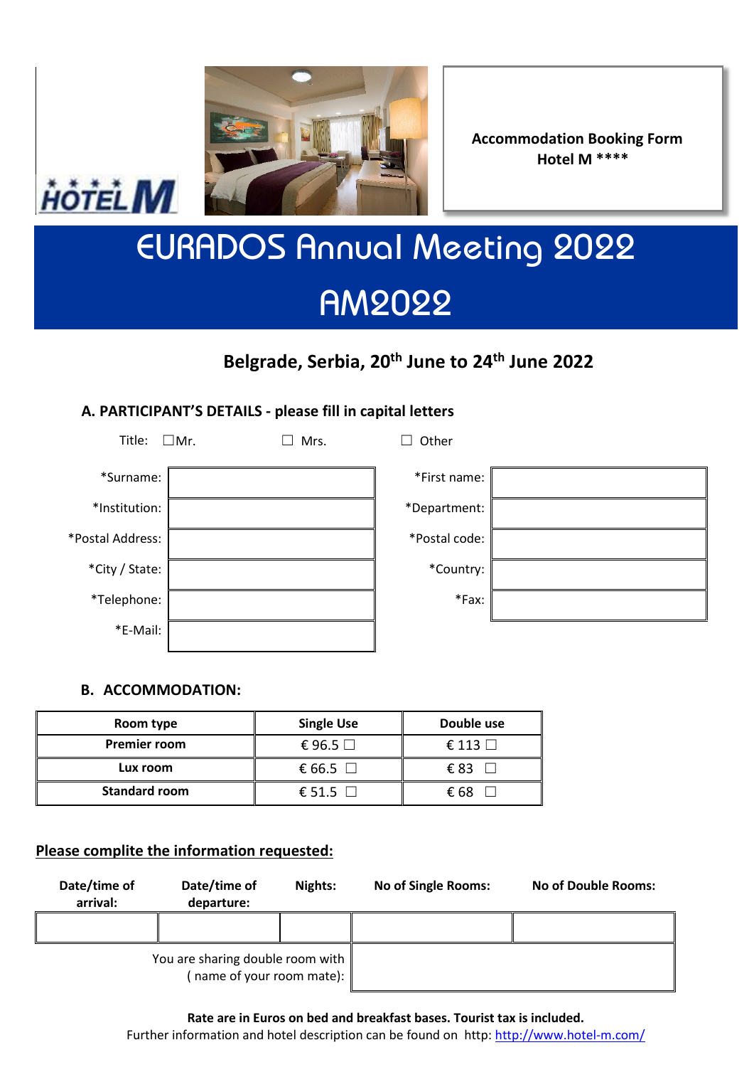**Accommodation Booking Form**
**Hotel M \*\*\*\***

# EURADOS Annual Meeting 2022

# AM2022

## Belgrade, Serbia, 20th June to 24th June 2022

### A. PARTICIPANT'S DETAILS - please fill in capital letters

Title: ☐Mr. ☐ Mrs. ☐ Other

| | | | |
|---|---|---|---|
| *Surname: | | *First name: | |
| *Institution: | | *Department: | |
| *Postal Address: | | *Postal code: | |
| *City / State: | | *Country: | |
| *Telephone: | | *Fax: | |
| *E-Mail: | | | |

### B. ACCOMMODATION:

| Room type | Single Use | Double use |
|---|---|---|
| Premier room | € 96.5 ☐ | € 113 ☐ |
| Lux room | € 66.5 ☐ | € 83 ☐ |
| Standard room | € 51.5 ☐ | € 68 ☐ |

**Please complite the information requested:**

| Date/time of arrival: | Date/time of departure: | Nights: | No of Single Rooms: | No of Double Rooms: |
|---|---|---|---|---|
| | | | | |
| You are sharing double room with ( name of your room mate): | | | | |

**Rate are in Euros on bed and breakfast bases. Tourist tax is included.**
Further information and hotel description can be found on http: http://www.hotel-m.com/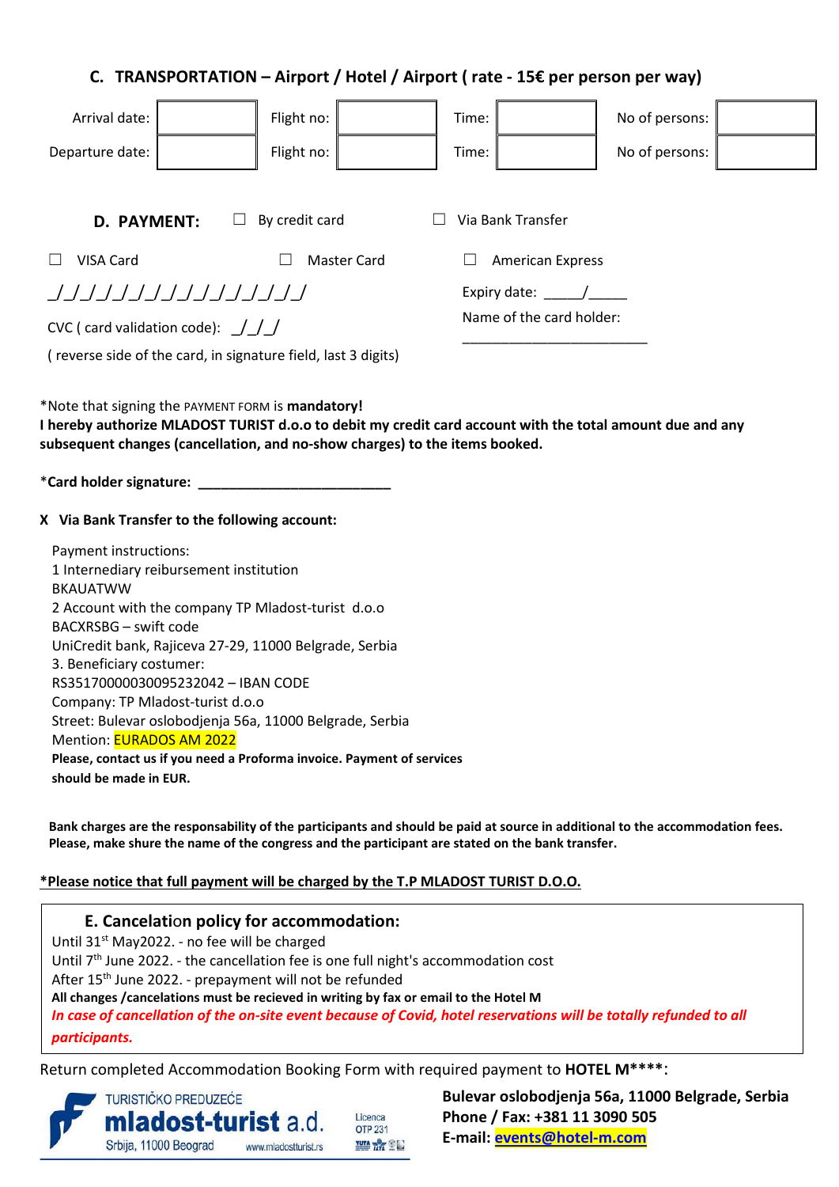## C. TRANSPORTATION – Airport / Hotel / Airport ( rate - 15€ per person per way)

| | | | | | | | |
|---|---|---|---|---|---|---|---|
| Arrival date: | | Flight no: | | Time: | | No of persons: | |
| Departure date: | | Flight no: | | Time: | | No of persons: | |

## D. PAYMENT:

☐ By credit card ☐ Via Bank Transfer

☐ VISA Card ☐ Master Card ☐ American Express

_/_/_/_/_/_/_/_/_/_/_/_/_/_/_/_/

Expiry date: _____/_____

CVC ( card validation code): _/_/_/

( reverse side of the card, in signature field, last 3 digits)

Name of the card holder: ________________________

*Note that signing the PAYMENT FORM is **mandatory!**

**I hereby authorize MLADOST TURIST d.o.o to debit my credit card account with the total amount due and any subsequent changes (cancellation, and no-show charges) to the items booked.**

***Card holder signature:** _________________________

**X Via Bank Transfer to the following account:**

Payment instructions:
1 Internediary reibursement institution
BKAUATWW
2 Account with the company TP Mladost-turist d.o.o
BACXRSBG – swift code
UniCredit bank, Rajiceva 27-29, 11000 Belgrade, Serbia
3. Beneficiary costumer:
RS35170000030095232042 – IBAN CODE
Company: TP Mladost-turist d.o.o
Street: Bulevar oslobodjenja 56a, 11000 Belgrade, Serbia
Mention: EURADOS AM 2022
**Please, contact us if you need a Proforma invoice. Payment of services should be made in EUR.**

**Bank charges are the responsability of the participants and should be paid at source in additional to the accommodation fees. Please, make shure the name of the congress and the participant are stated on the bank transfer.**

***Please notice that full payment will be charged by the T.P MLADOST TURIST D.O.O.**

## E. Cancelation policy for accommodation:

Until 31st May2022. - no fee will be charged
Until 7th June 2022. - the cancellation fee is one full night's accommodation cost
After 15th June 2022. - prepayment will not be refunded
**All changes /cancelations must be recieved in writing by fax or email to the Hotel M**
***In case of cancellation of the on-site event because of Covid, hotel reservations will be totally refunded to all participants.***

Return completed Accommodation Booking Form with required payment to **HOTEL M******:

TURISTIČKO PREDUZEĆE
mladost-turist a.d.
Srbija, 11000 Beograd
www.mladostturist.rs
Licenca OTP 231

**Bulevar oslobodjenja 56a, 11000 Belgrade, Serbia**
**Phone / Fax: +381 11 3090 505**
**E-mail: events@hotel-m.com**